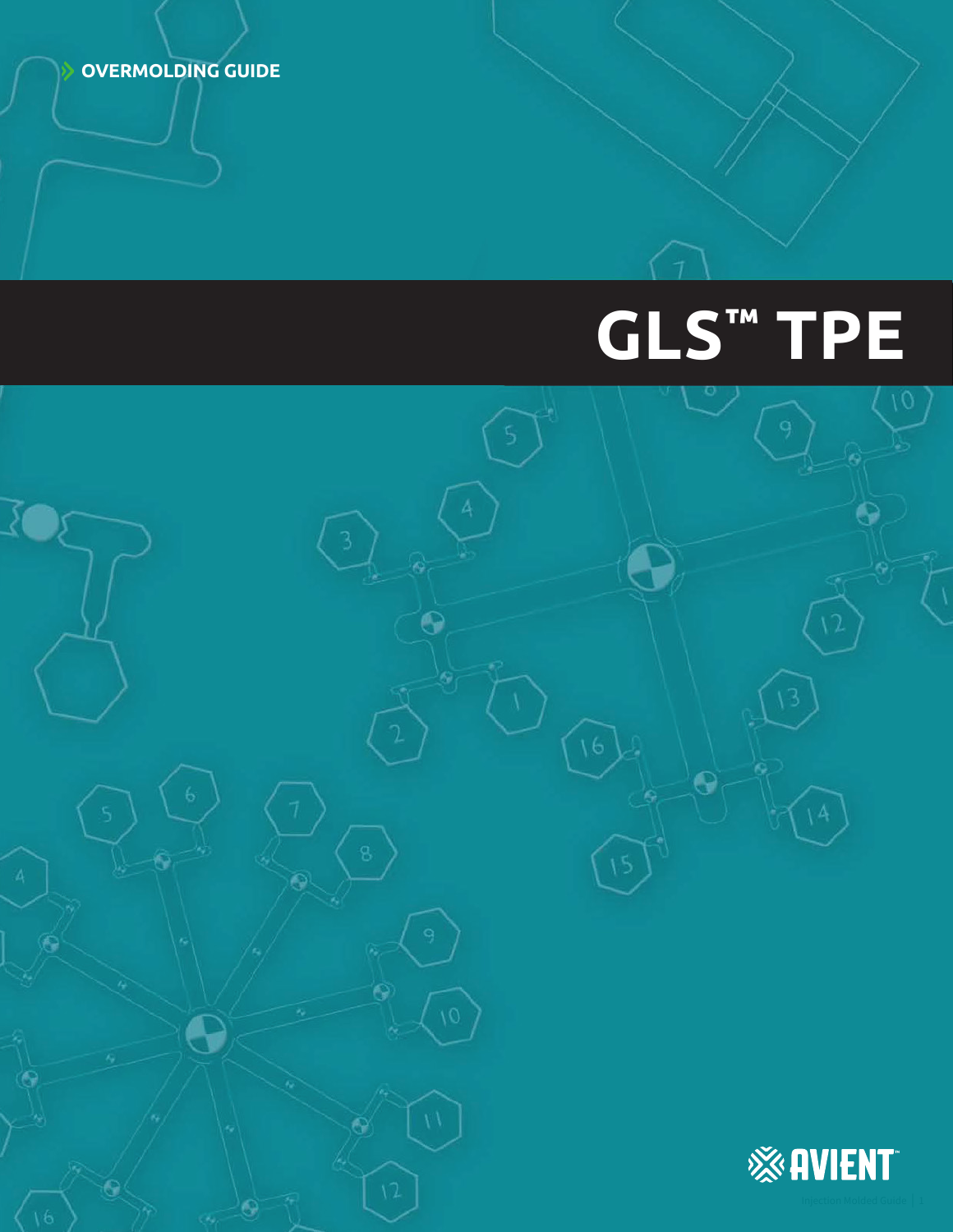OVERMOLDING GUIDE

# GLS™ TPE

AVIENT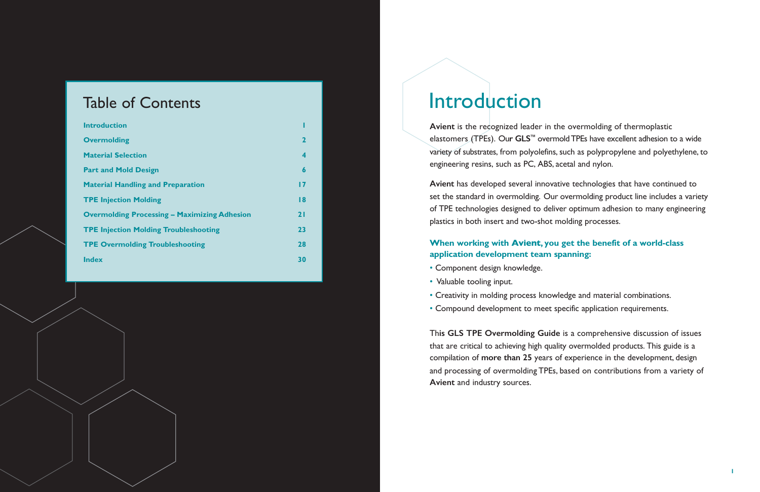## Table of Contents

| | |
|---|---|
| Introduction | 1 |
| Overmolding | 2 |
| Material Selection | 4 |
| Part and Mold Design | 6 |
| Material Handling and Preparation | 17 |
| TPE Injection Molding | 18 |
| Overmolding Processing – Maximizing Adhesion | 21 |
| TPE Injection Molding Troubleshooting | 23 |
| TPE Overmolding Troubleshooting | 28 |
| Index | 30 |

# Introduction

**Avient** is the recognized leader in the overmolding of thermoplastic elastomers (TPEs). Our **GLS™** overmold TPEs have excellent adhesion to a wide variety of substrates, from polyolefins, such as polypropylene and polyethylene, to engineering resins, such as PC, ABS, acetal and nylon.

**Avient** has developed several innovative technologies that have continued to set the standard in overmolding. Our overmolding product line includes a variety of TPE technologies designed to deliver optimum adhesion to many engineering plastics in both insert and two-shot molding processes.

**When working with Avient, you get the benefit of a world-class application development team spanning:**

- Component design knowledge.
- Valuable tooling input.
- Creativity in molding process knowledge and material combinations.
- Compound development to meet specific application requirements.

This **GLS TPE Overmolding Guide** is a comprehensive discussion of issues that are critical to achieving high quality overmolded products. This guide is a compilation of **more than 25** years of experience in the development, design and processing of overmolding TPEs, based on contributions from a variety of **Avient** and industry sources.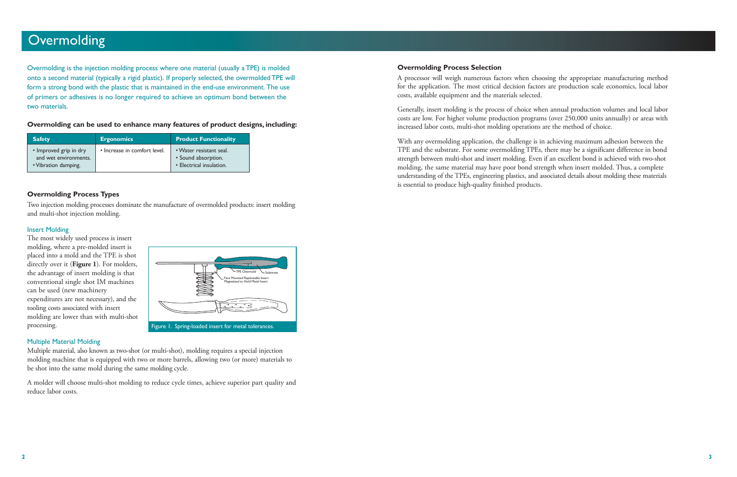# Overmolding

Overmolding is the injection molding process where one material (usually a TPE) is molded onto a second material (typically a rigid plastic). If properly selected, the overmolded TPE will form a strong bond with the plastic that is maintained in the end-use environment. The use of primers or adhesives is no longer required to achieve an optimum bond between the two materials.

**Overmolding can be used to enhance many features of product designs, including:**

| Safety | Ergonomics | Product Functionality |
| --- | --- | --- |
| • Improved grip in dry and wet environments.<br>• Vibration damping. | • Increase in comfort level. | • Water resistant seal.<br>• Sound absorption.<br>• Electrical insulation. |

### Overmolding Process Types

Two injection molding processes dominate the manufacture of overmolded products: insert molding and multi-shot injection molding.

#### Insert Molding

The most widely used process is insert molding, where a pre-molded insert is placed into a mold and the TPE is shot directly over it (**Figure 1**). For molders, the advantage of insert molding is that conventional single shot IM machines can be used (new machinery expenditures are not necessary), and the tooling costs associated with insert molding are lower than with multi-shot processing.

Figure 1. Spring-loaded insert for metal tolerances.

#### Multiple Material Molding

Multiple material, also known as two-shot (or multi-shot), molding requires a special injection molding machine that is equipped with two or more barrels, allowing two (or more) materials to be shot into the same mold during the same molding cycle.

A molder will choose multi-shot molding to reduce cycle times, achieve superior part quality and reduce labor costs.

### Overmolding Process Selection

A processor will weigh numerous factors when choosing the appropriate manufacturing method for the application. The most critical decision factors are production scale economics, local labor costs, available equipment and the materials selected.

Generally, insert molding is the process of choice when annual production volumes and local labor costs are low. For higher volume production programs (over 250,000 units annually) or areas with increased labor costs, multi-shot molding operations are the method of choice.

With any overmolding application, the challenge is in achieving maximum adhesion between the TPE and the substrate. For some overmolding TPEs, there may be a significant difference in bond strength between multi-shot and insert molding. Even if an excellent bond is achieved with two-shot molding, the same material may have poor bond strength when insert molded. Thus, a complete understanding of the TPEs, engineering plastics, and associated details about molding these materials is essential to produce high-quality finished products.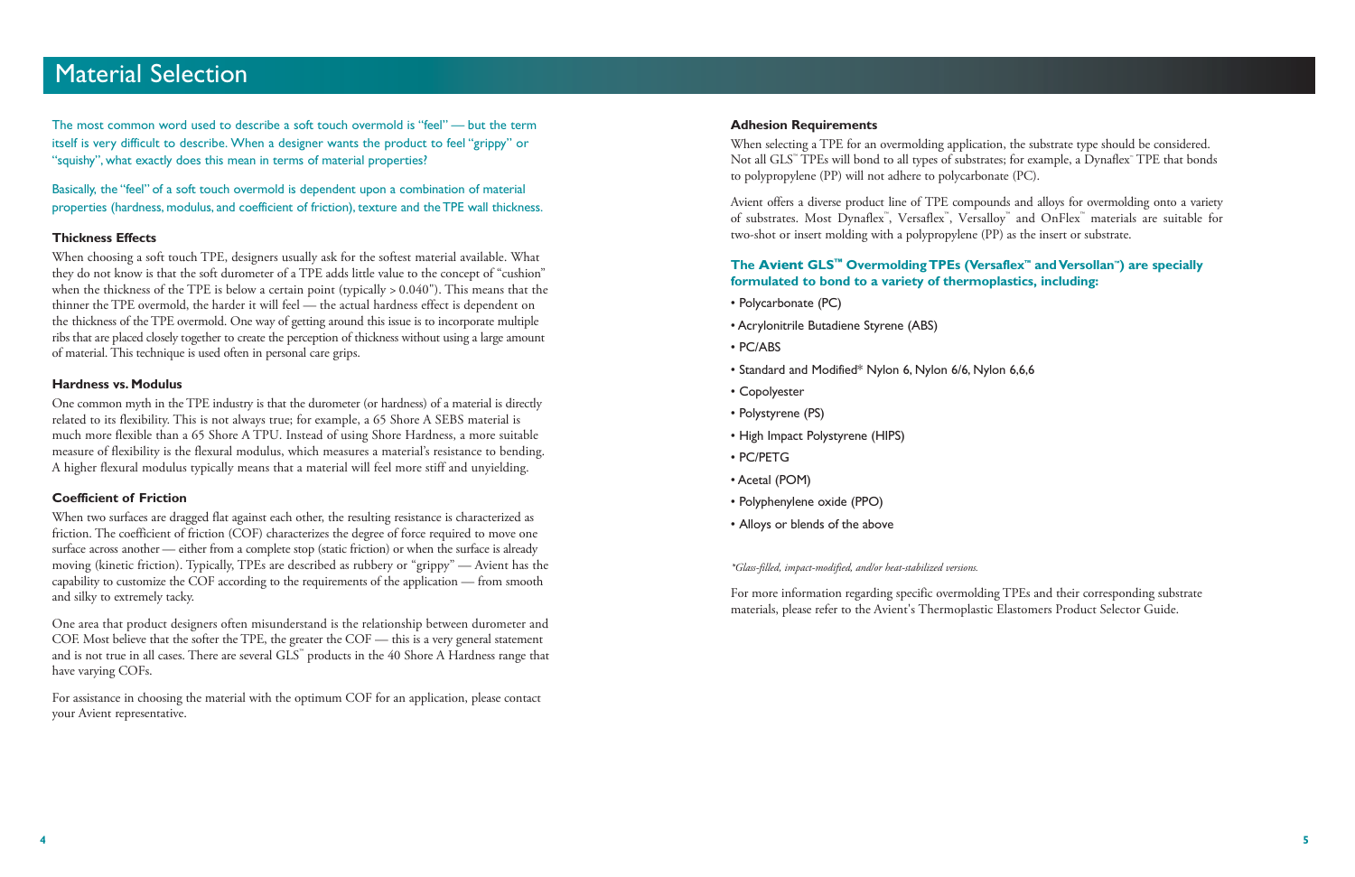# Material Selection

The most common word used to describe a soft touch overmold is "feel" — but the term itself is very difficult to describe. When a designer wants the product to feel "grippy" or "squishy", what exactly does this mean in terms of material properties?

Basically, the "feel" of a soft touch overmold is dependent upon a combination of material properties (hardness, modulus, and coefficient of friction), texture and the TPE wall thickness.

### Thickness Effects

When choosing a soft touch TPE, designers usually ask for the softest material available. What they do not know is that the soft durometer of a TPE adds little value to the concept of "cushion" when the thickness of the TPE is below a certain point (typically > 0.040"). This means that the thinner the TPE overmold, the harder it will feel — the actual hardness effect is dependent on the thickness of the TPE overmold. One way of getting around this issue is to incorporate multiple ribs that are placed closely together to create the perception of thickness without using a large amount of material. This technique is used often in personal care grips.

### Hardness vs. Modulus

One common myth in the TPE industry is that the durometer (or hardness) of a material is directly related to its flexibility. This is not always true; for example, a 65 Shore A SEBS material is much more flexible than a 65 Shore A TPU. Instead of using Shore Hardness, a more suitable measure of flexibility is the flexural modulus, which measures a material's resistance to bending. A higher flexural modulus typically means that a material will feel more stiff and unyielding.

### Coefficient of Friction

When two surfaces are dragged flat against each other, the resulting resistance is characterized as friction. The coefficient of friction (COF) characterizes the degree of force required to move one surface across another — either from a complete stop (static friction) or when the surface is already moving (kinetic friction). Typically, TPEs are described as rubbery or "grippy" — Avient has the capability to customize the COF according to the requirements of the application — from smooth and silky to extremely tacky.

One area that product designers often misunderstand is the relationship between durometer and COF. Most believe that the softer the TPE, the greater the COF — this is a very general statement and is not true in all cases. There are several GLS™ products in the 40 Shore A Hardness range that have varying COFs.

For assistance in choosing the material with the optimum COF for an application, please contact your Avient representative.

### Adhesion Requirements

When selecting a TPE for an overmolding application, the substrate type should be considered. Not all GLS™ TPEs will bond to all types of substrates; for example, a Dynaflex™ TPE that bonds to polypropylene (PP) will not adhere to polycarbonate (PC).

Avient offers a diverse product line of TPE compounds and alloys for overmolding onto a variety of substrates. Most Dynaflex™, Versaflex™, Versalloy™ and OnFlex™ materials are suitable for two-shot or insert molding with a polypropylene (PP) as the insert or substrate.

**The Avient GLS™ Overmolding TPEs (Versaflex™ and Versollan™) are specially formulated to bond to a variety of thermoplastics, including:**

- Polycarbonate (PC)
- Acrylonitrile Butadiene Styrene (ABS)
- PC/ABS
- Standard and Modified* Nylon 6, Nylon 6/6, Nylon 6,6,6
- Copolyester
- Polystyrene (PS)
- High Impact Polystyrene (HIPS)
- PC/PETG
- Acetal (POM)
- Polyphenylene oxide (PPO)
- Alloys or blends of the above

*\*Glass-filled, impact-modified, and/or heat-stabilized versions.*

For more information regarding specific overmolding TPEs and their corresponding substrate materials, please refer to the Avient's Thermoplastic Elastomers Product Selector Guide.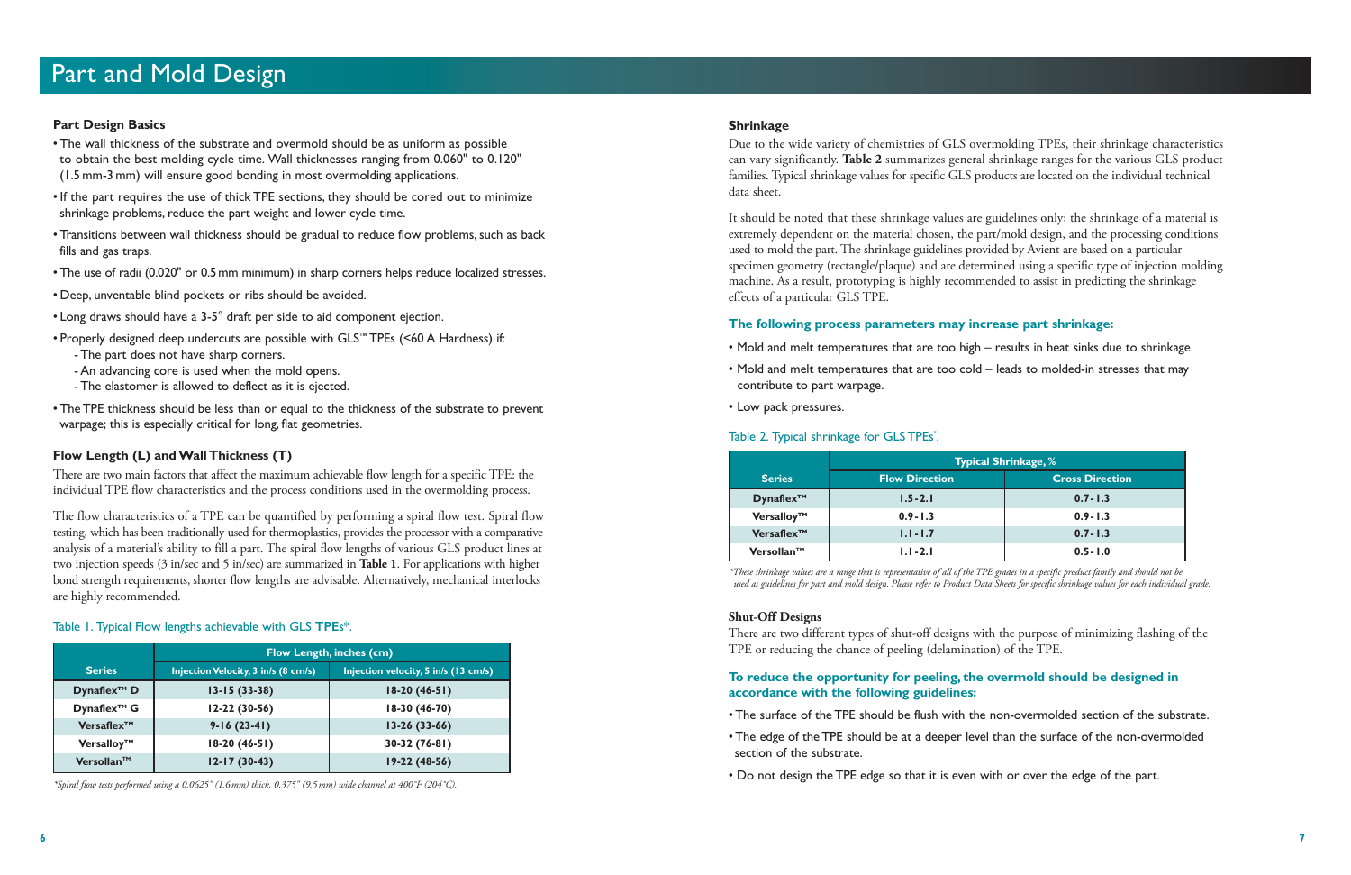# Part and Mold Design

### Part Design Basics

- The wall thickness of the substrate and overmold should be as uniform as possible to obtain the best molding cycle time. Wall thicknesses ranging from 0.060" to 0.120" (1.5 mm-3 mm) will ensure good bonding in most overmolding applications.
- If the part requires the use of thick TPE sections, they should be cored out to minimize shrinkage problems, reduce the part weight and lower cycle time.
- Transitions between wall thickness should be gradual to reduce flow problems, such as back fills and gas traps.
- The use of radii (0.020" or 0.5 mm minimum) in sharp corners helps reduce localized stresses.
- Deep, unventable blind pockets or ribs should be avoided.
- Long draws should have a 3-5° draft per side to aid component ejection.
- Properly designed deep undercuts are possible with GLS™ TPEs (<60 A Hardness) if:
  - The part does not have sharp corners.
  - An advancing core is used when the mold opens.
  - The elastomer is allowed to deflect as it is ejected.
- The TPE thickness should be less than or equal to the thickness of the substrate to prevent warpage; this is especially critical for long, flat geometries.

### Flow Length (L) and Wall Thickness (T)

There are two main factors that affect the maximum achievable flow length for a specific TPE: the individual TPE flow characteristics and the process conditions used in the overmolding process.

The flow characteristics of a TPE can be quantified by performing a spiral flow test. Spiral flow testing, which has been traditionally used for thermoplastics, provides the processor with a comparative analysis of a material's ability to fill a part. The spiral flow lengths of various GLS product lines at two injection speeds (3 in/sec and 5 in/sec) are summarized in **Table 1**. For applications with higher bond strength requirements, shorter flow lengths are advisable. Alternatively, mechanical interlocks are highly recommended.

Table 1. Typical Flow lengths achievable with GLS **TPEs***.

| | Flow Length, inches (cm) | |
|---|---|---|
| **Series** | **Injection Velocity, 3 in/s (8 cm/s)** | **Injection velocity, 5 in/s (13 cm/s)** |
| Dynaflex™ D | 13-15 (33-38) | 18-20 (46-51) |
| Dynaflex™ G | 12-22 (30-56) | 18-30 (46-70) |
| Versaflex™ | 9-16 (23-41) | 13-26 (33-66) |
| Versalloy™ | 18-20 (46-51) | 30-32 (76-81) |
| Versollan™ | 12-17 (30-43) | 19-22 (48-56) |

*\*Spiral flow tests performed using a 0.0625" (1.6 mm) thick, 0.375" (9.5 mm) wide channel at 400°F (204°C).*

### Shrinkage

Due to the wide variety of chemistries of GLS overmolding TPEs, their shrinkage characteristics can vary significantly. **Table 2** summarizes general shrinkage ranges for the various GLS product families. Typical shrinkage values for specific GLS products are located on the individual technical data sheet.

It should be noted that these shrinkage values are guidelines only; the shrinkage of a material is extremely dependent on the material chosen, the part/mold design, and the processing conditions used to mold the part. The shrinkage guidelines provided by Avient are based on a particular specimen geometry (rectangle/plaque) and are determined using a specific type of injection molding machine. As a result, prototyping is highly recommended to assist in predicting the shrinkage effects of a particular GLS TPE.

#### The following process parameters may increase part shrinkage:

- Mold and melt temperatures that are too high – results in heat sinks due to shrinkage.
- Mold and melt temperatures that are too cold – leads to molded-in stresses that may contribute to part warpage.
- Low pack pressures.

Table 2. Typical shrinkage for GLS TPEs*.

| | Typical Shrinkage, % | |
|---|---|---|
| **Series** | **Flow Direction** | **Cross Direction** |
| Dynaflex™ | 1.5 - 2.1 | 0.7 - 1.3 |
| Versalloy™ | 0.9 - 1.3 | 0.9 - 1.3 |
| Versaflex™ | 1.1 - 1.7 | 0.7 - 1.3 |
| Versollan™ | 1.1 - 2.1 | 0.5 - 1.0 |

*\*These shrinkage values are a range that is representative of all of the TPE grades in a specific product family and should not be used as guidelines for part and mold design. Please refer to Product Data Sheets for specific shrinkage values for each individual grade.*

### Shut-Off Designs

There are two different types of shut-off designs with the purpose of minimizing flashing of the TPE or reducing the chance of peeling (delamination) of the TPE.

#### To reduce the opportunity for peeling, the overmold should be designed in accordance with the following guidelines:

- The surface of the TPE should be flush with the non-overmolded section of the substrate.
- The edge of the TPE should be at a deeper level than the surface of the non-overmolded section of the substrate.
- Do not design the TPE edge so that it is even with or over the edge of the part.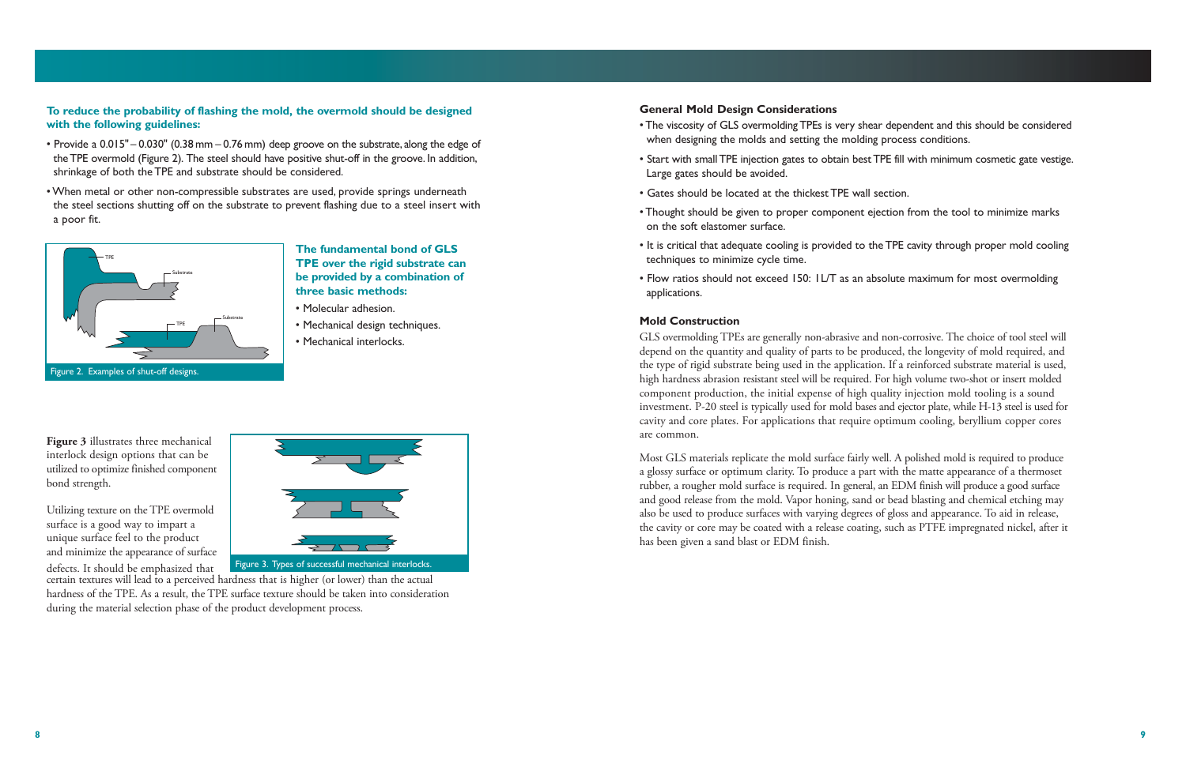**To reduce the probability of flashing the mold, the overmold should be designed with the following guidelines:**

- Provide a 0.015" – 0.030" (0.38 mm – 0.76 mm) deep groove on the substrate, along the edge of the TPE overmold (Figure 2). The steel should have positive shut-off in the groove. In addition, shrinkage of both the TPE and substrate should be considered.
- When metal or other non-compressible substrates are used, provide springs underneath the steel sections shutting off on the substrate to prevent flashing due to a steel insert with a poor fit.

Figure 2. Examples of shut-off designs.

**The fundamental bond of GLS TPE over the rigid substrate can be provided by a combination of three basic methods:**

- Molecular adhesion.
- Mechanical design techniques.
- Mechanical interlocks.

**Figure 3** illustrates three mechanical interlock design options that can be utilized to optimize finished component bond strength.

Figure 3. Types of successful mechanical interlocks.

Utilizing texture on the TPE overmold surface is a good way to impart a unique surface feel to the product and minimize the appearance of surface defects. It should be emphasized that certain textures will lead to a perceived hardness that is higher (or lower) than the actual hardness of the TPE. As a result, the TPE surface texture should be taken into consideration during the material selection phase of the product development process.

### General Mold Design Considerations

- The viscosity of GLS overmolding TPEs is very shear dependent and this should be considered when designing the molds and setting the molding process conditions.
- Start with small TPE injection gates to obtain best TPE fill with minimum cosmetic gate vestige. Large gates should be avoided.
- Gates should be located at the thickest TPE wall section.
- Thought should be given to proper component ejection from the tool to minimize marks on the soft elastomer surface.
- It is critical that adequate cooling is provided to the TPE cavity through proper mold cooling techniques to minimize cycle time.
- Flow ratios should not exceed 150: 1L/T as an absolute maximum for most overmolding applications.

### Mold Construction

GLS overmolding TPEs are generally non-abrasive and non-corrosive. The choice of tool steel will depend on the quantity and quality of parts to be produced, the longevity of mold required, and the type of rigid substrate being used in the application. If a reinforced substrate material is used, high hardness abrasion resistant steel will be required. For high volume two-shot or insert molded component production, the initial expense of high quality injection mold tooling is a sound investment. P-20 steel is typically used for mold bases and ejector plate, while H-13 steel is used for cavity and core plates. For applications that require optimum cooling, beryllium copper cores are common.

Most GLS materials replicate the mold surface fairly well. A polished mold is required to produce a glossy surface or optimum clarity. To produce a part with the matte appearance of a thermoset rubber, a rougher mold surface is required. In general, an EDM finish will produce a good surface and good release from the mold. Vapor honing, sand or bead blasting and chemical etching may also be used to produce surfaces with varying degrees of gloss and appearance. To aid in release, the cavity or core may be coated with a release coating, such as PTFE impregnated nickel, after it has been given a sand blast or EDM finish.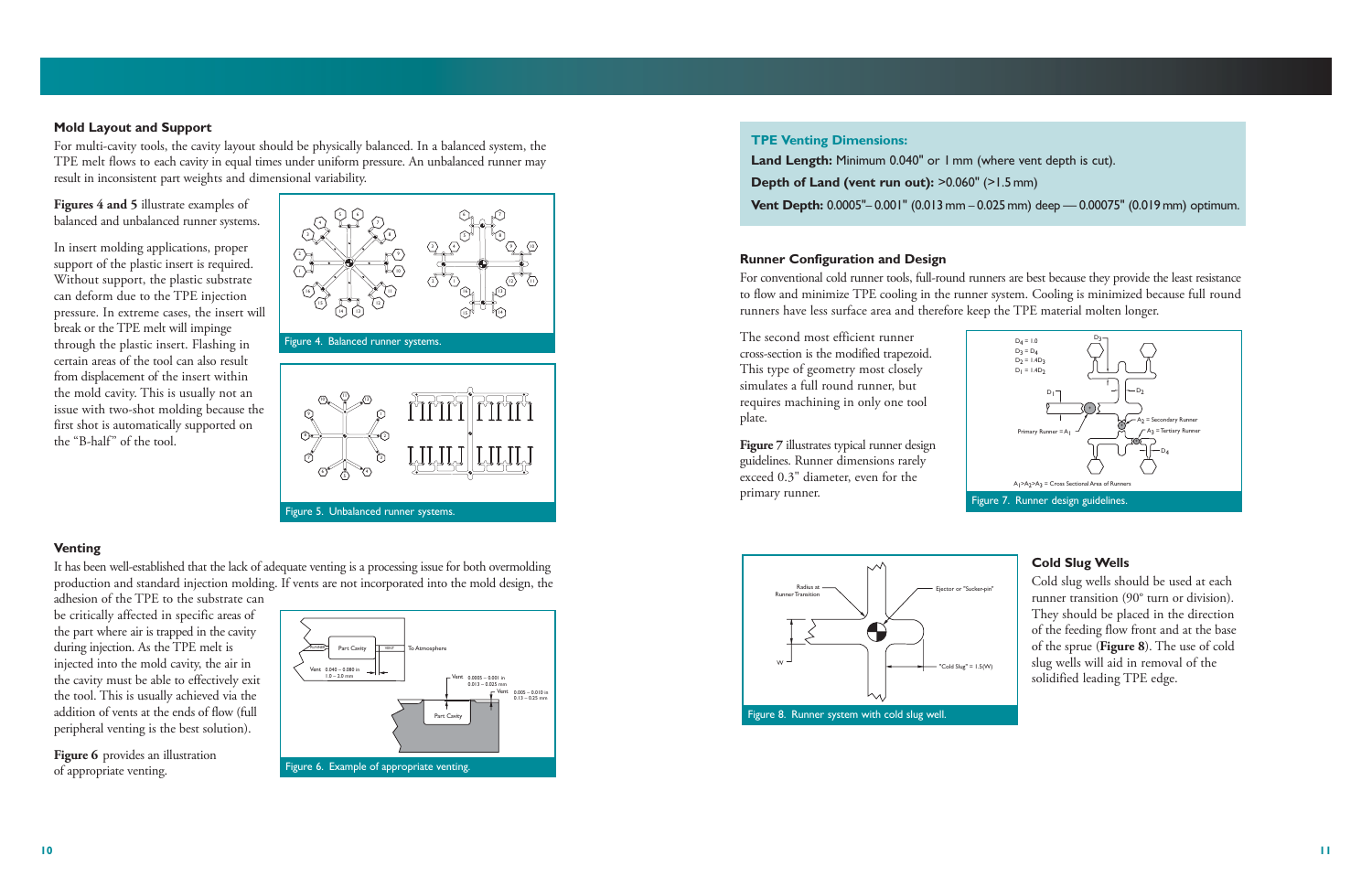## Mold Layout and Support

For multi-cavity tools, the cavity layout should be physically balanced. In a balanced system, the TPE melt flows to each cavity in equal times under uniform pressure. An unbalanced runner may result in inconsistent part weights and dimensional variability.

**Figures 4 and 5** illustrate examples of balanced and unbalanced runner systems.

In insert molding applications, proper support of the plastic insert is required. Without support, the plastic substrate can deform due to the TPE injection pressure. In extreme cases, the insert will break or the TPE melt will impinge through the plastic insert. Flashing in certain areas of the tool can also result from displacement of the insert within the mold cavity. This is usually not an issue with two-shot molding because the first shot is automatically supported on the "B-half" of the tool.

Figure 4. Balanced runner systems.

Figure 5. Unbalanced runner systems.

## Venting

It has been well-established that the lack of adequate venting is a processing issue for both overmolding production and standard injection molding. If vents are not incorporated into the mold design, the adhesion of the TPE to the substrate can be critically affected in specific areas of the part where air is trapped in the cavity during injection. As the TPE melt is injected into the mold cavity, the air in the cavity must be able to effectively exit the tool. This is usually achieved via the addition of vents at the ends of flow (full peripheral venting is the best solution).

**Figure 6** provides an illustration of appropriate venting.

Figure 6. Example of appropriate venting.

**TPE Venting Dimensions:**

**Land Length:** Minimum 0.040" or 1 mm (where vent depth is cut).

**Depth of Land (vent run out):** >0.060" (>1.5 mm)

**Vent Depth:** 0.0005"– 0.001" (0.013 mm – 0.025 mm) deep — 0.00075" (0.019 mm) optimum.

## Runner Configuration and Design

For conventional cold runner tools, full-round runners are best because they provide the least resistance to flow and minimize TPE cooling in the runner system. Cooling is minimized because full round runners have less surface area and therefore keep the TPE material molten longer.

The second most efficient runner cross-section is the modified trapezoid. This type of geometry most closely simulates a full round runner, but requires machining in only one tool plate.

**Figure 7** illustrates typical runner design guidelines. Runner dimensions rarely exceed 0.3" diameter, even for the primary runner.

Figure 7. Runner design guidelines.

Figure 8. Runner system with cold slug well.

## Cold Slug Wells

Cold slug wells should be used at each runner transition (90° turn or division). They should be placed in the direction of the feeding flow front and at the base of the sprue (**Figure 8**). The use of cold slug wells will aid in removal of the solidified leading TPE edge.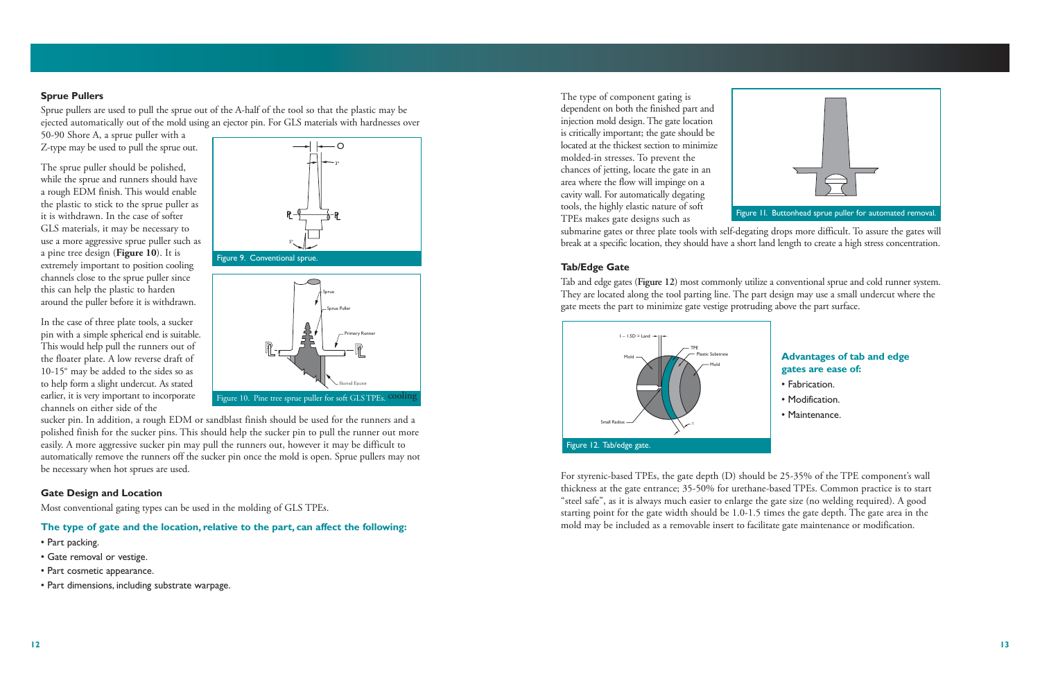### Sprue Pullers

Sprue pullers are used to pull the sprue out of the A-half of the tool so that the plastic may be ejected automatically out of the mold using an ejector pin. For GLS materials with hardnesses over 50-90 Shore A, a sprue puller with a Z-type may be used to pull the sprue out.

The sprue puller should be polished, while the sprue and runners should have a rough EDM finish. This would enable the plastic to stick to the sprue puller as it is withdrawn. In the case of softer GLS materials, it may be necessary to use a more aggressive sprue puller such as a pine tree design (**Figure 10**). It is extremely important to position cooling channels close to the sprue puller since this can help the plastic to harden around the puller before it is withdrawn.

Figure 9. Conventional sprue.

Figure 10. Pine tree sprue puller for soft GLS TPEs.

In the case of three plate tools, a sucker pin with a simple spherical end is suitable. This would help pull the runners out of the floater plate. A low reverse draft of 10-15° may be added to the sides so as to help form a slight undercut. As stated earlier, it is very important to incorporate cooling channels on either side of the sucker pin. In addition, a rough EDM or sandblast finish should be used for the runners and a polished finish for the sucker pins. This should help the sucker pin to pull the runner out more easily. A more aggressive sucker pin may pull the runners out, however it may be difficult to automatically remove the runners off the sucker pin once the mold is open. Sprue pullers may not be necessary when hot sprues are used.

### Gate Design and Location

Most conventional gating types can be used in the molding of GLS TPEs.

**The type of gate and the location, relative to the part, can affect the following:**

- Part packing.
- Gate removal or vestige.
- Part cosmetic appearance.
- Part dimensions, including substrate warpage.

The type of component gating is dependent on both the finished part and injection mold design. The gate location is critically important; the gate should be located at the thickest section to minimize molded-in stresses. To prevent the chances of jetting, locate the gate in an area where the flow will impinge on a cavity wall. For automatically degating tools, the highly elastic nature of soft TPEs makes gate designs such as submarine gates or three plate tools with self-degating drops more difficult. To assure the gates will break at a specific location, they should have a short land length to create a high stress concentration.

Figure 11. Buttonhead sprue puller for automated removal.

### Tab/Edge Gate

Tab and edge gates (**Figure 12**) most commonly utilize a conventional sprue and cold runner system. They are located along the tool parting line. The part design may use a small undercut where the gate meets the part to minimize gate vestige protruding above the part surface.

Figure 12. Tab/edge gate.

**Advantages of tab and edge gates are ease of:**

- Fabrication.
- Modification.
- Maintenance.

For styrenic-based TPEs, the gate depth (D) should be 25-35% of the TPE component's wall thickness at the gate entrance; 35-50% for urethane-based TPEs. Common practice is to start "steel safe", as it is always much easier to enlarge the gate size (no welding required). A good starting point for the gate width should be 1.0-1.5 times the gate depth. The gate area in the mold may be included as a removable insert to facilitate gate maintenance or modification.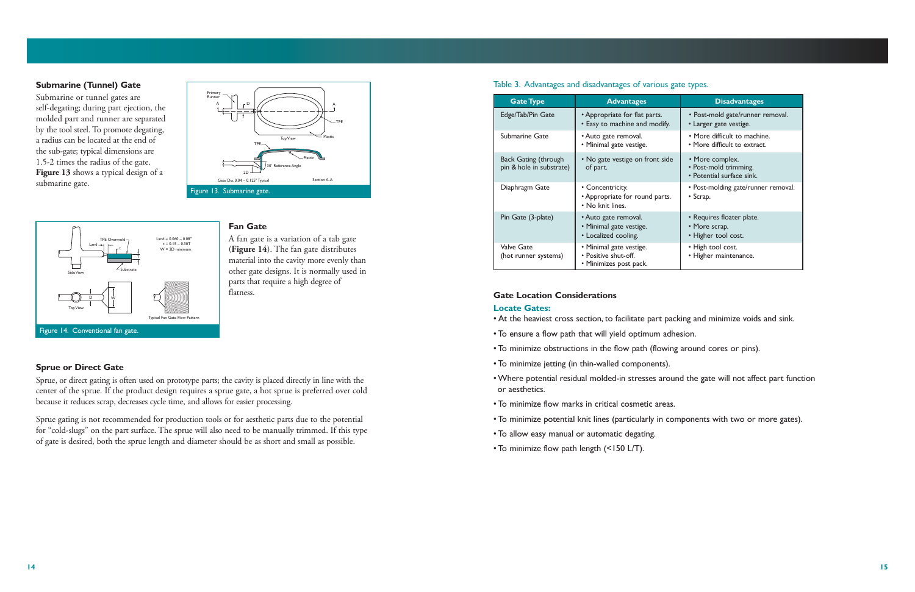### Submarine (Tunnel) Gate

Submarine or tunnel gates are self-degating; during part ejection, the molded part and runner are separated by the tool steel. To promote degating, a radius can be located at the end of the sub-gate; typical dimensions are 1.5-2 times the radius of the gate. **Figure 13** shows a typical design of a submarine gate.

Figure 13. Submarine gate.

### Fan Gate

A fan gate is a variation of a tab gate (**Figure 14**). The fan gate distributes material into the cavity more evenly than other gate designs. It is normally used in parts that require a high degree of flatness.

Figure 14. Conventional fan gate.

### Sprue or Direct Gate

Sprue, or direct gating is often used on prototype parts; the cavity is placed directly in line with the center of the sprue. If the product design requires a sprue gate, a hot sprue is preferred over cold because it reduces scrap, decreases cycle time, and allows for easier processing.

Sprue gating is not recommended for production tools or for aesthetic parts due to the potential for "cold-slugs" on the part surface. The sprue will also need to be manually trimmed. If this type of gate is desired, both the sprue length and diameter should be as short and small as possible.

Table 3. Advantages and disadvantages of various gate types.

| Gate Type | Advantages | Disadvantages |
|---|---|---|
| Edge/Tab/Pin Gate | • Appropriate for flat parts.<br>• Easy to machine and modify. | • Post-mold gate/runner removal.<br>• Larger gate vestige. |
| Submarine Gate | • Auto gate removal.<br>• Minimal gate vestige. | • More difficult to machine.<br>• More difficult to extract. |
| Back Gating (through pin & hole in substrate) | • No gate vestige on front side of part. | • More complex.<br>• Post-mold trimming.<br>• Potential surface sink. |
| Diaphragm Gate | • Concentricity.<br>• Appropriate for round parts.<br>• No knit lines. | • Post-molding gate/runner removal.<br>• Scrap. |
| Pin Gate (3-plate) | • Auto gate removal.<br>• Minimal gate vestige.<br>• Localized cooling. | • Requires floater plate.<br>• More scrap.<br>• Higher tool cost. |
| Valve Gate (hot runner systems) | • Minimal gate vestige.<br>• Positive shut-off.<br>• Minimizes post pack. | • High tool cost.<br>• Higher maintenance. |

### Gate Location Considerations

#### Locate Gates:

- At the heaviest cross section, to facilitate part packing and minimize voids and sink.
- To ensure a flow path that will yield optimum adhesion.
- To minimize obstructions in the flow path (flowing around cores or pins).
- To minimize jetting (in thin-walled components).
- Where potential residual molded-in stresses around the gate will not affect part function or aesthetics.
- To minimize flow marks in critical cosmetic areas.
- To minimize potential knit lines (particularly in components with two or more gates).
- To allow easy manual or automatic degating.
- To minimize flow path length (<150 L/T).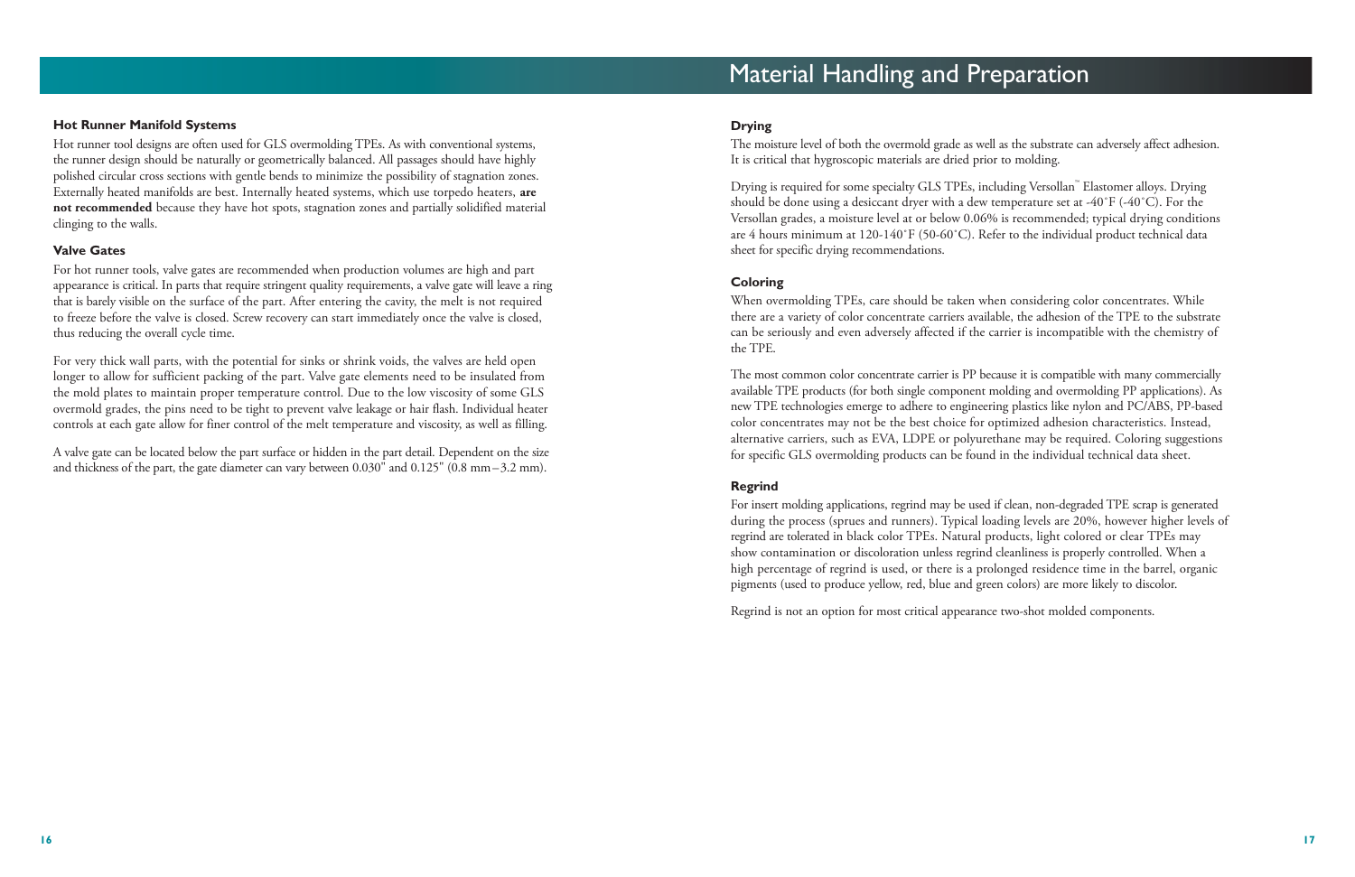# Material Handling and Preparation

### Hot Runner Manifold Systems

Hot runner tool designs are often used for GLS overmolding TPEs. As with conventional systems, the runner design should be naturally or geometrically balanced. All passages should have highly polished circular cross sections with gentle bends to minimize the possibility of stagnation zones. Externally heated manifolds are best. Internally heated systems, which use torpedo heaters, **are not recommended** because they have hot spots, stagnation zones and partially solidified material clinging to the walls.

### Valve Gates

For hot runner tools, valve gates are recommended when production volumes are high and part appearance is critical. In parts that require stringent quality requirements, a valve gate will leave a ring that is barely visible on the surface of the part. After entering the cavity, the melt is not required to freeze before the valve is closed. Screw recovery can start immediately once the valve is closed, thus reducing the overall cycle time.

For very thick wall parts, with the potential for sinks or shrink voids, the valves are held open longer to allow for sufficient packing of the part. Valve gate elements need to be insulated from the mold plates to maintain proper temperature control. Due to the low viscosity of some GLS overmold grades, the pins need to be tight to prevent valve leakage or hair flash. Individual heater controls at each gate allow for finer control of the melt temperature and viscosity, as well as filling.

A valve gate can be located below the part surface or hidden in the part detail. Dependent on the size and thickness of the part, the gate diameter can vary between 0.030" and 0.125" (0.8 mm – 3.2 mm).

### Drying

The moisture level of both the overmold grade as well as the substrate can adversely affect adhesion. It is critical that hygroscopic materials are dried prior to molding.

Drying is required for some specialty GLS TPEs, including Versollan™ Elastomer alloys. Drying should be done using a desiccant dryer with a dew temperature set at -40˚F (-40˚C). For the Versollan grades, a moisture level at or below 0.06% is recommended; typical drying conditions are 4 hours minimum at 120-140˚F (50-60˚C). Refer to the individual product technical data sheet for specific drying recommendations.

### Coloring

When overmolding TPEs, care should be taken when considering color concentrates. While there are a variety of color concentrate carriers available, the adhesion of the TPE to the substrate can be seriously and even adversely affected if the carrier is incompatible with the chemistry of the TPE.

The most common color concentrate carrier is PP because it is compatible with many commercially available TPE products (for both single component molding and overmolding PP applications). As new TPE technologies emerge to adhere to engineering plastics like nylon and PC/ABS, PP-based color concentrates may not be the best choice for optimized adhesion characteristics. Instead, alternative carriers, such as EVA, LDPE or polyurethane may be required. Coloring suggestions for specific GLS overmolding products can be found in the individual technical data sheet.

### Regrind

For insert molding applications, regrind may be used if clean, non-degraded TPE scrap is generated during the process (sprues and runners). Typical loading levels are 20%, however higher levels of regrind are tolerated in black color TPEs. Natural products, light colored or clear TPEs may show contamination or discoloration unless regrind cleanliness is properly controlled. When a high percentage of regrind is used, or there is a prolonged residence time in the barrel, organic pigments (used to produce yellow, red, blue and green colors) are more likely to discolor.

Regrind is not an option for most critical appearance two-shot molded components.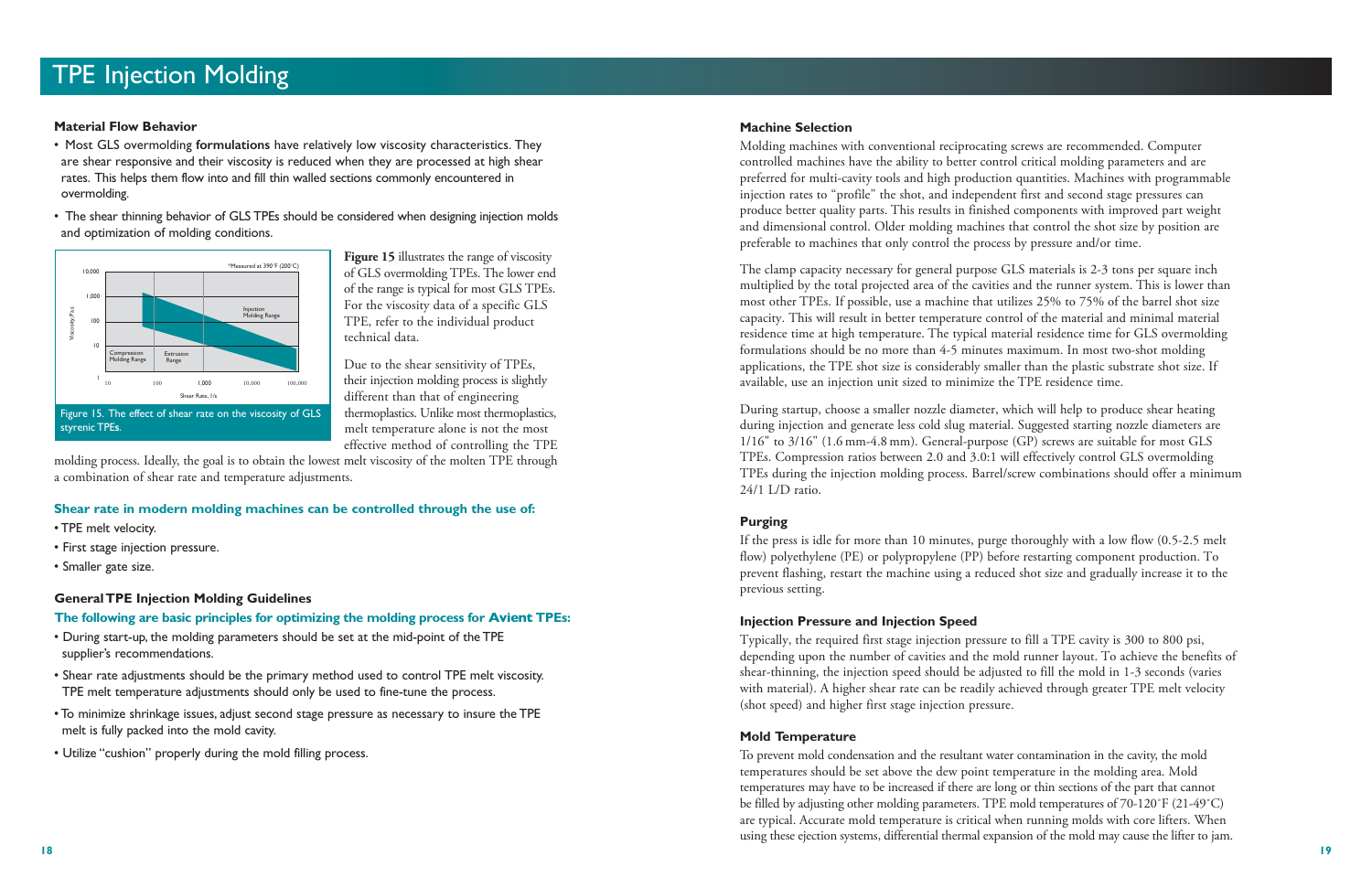# TPE Injection Molding

### Material Flow Behavior

- Most GLS overmolding **formulations** have relatively low viscosity characteristics. They are shear responsive and their viscosity is reduced when they are processed at high shear rates. This helps them flow into and fill thin walled sections commonly encountered in overmolding.
- The shear thinning behavior of GLS TPEs should be considered when designing injection molds and optimization of molding conditions.

*Measured at 390°F (200°C)

10,000
1,000
100
10
1

Viscosity, Pa.s

10
100
1,000
10,000
100,000

Shear Rate, 1/s

Injection Molding Range

Compression Molding Range

Extrusion Range

Figure 15. The effect of shear rate on the viscosity of GLS styrenic TPEs.

**Figure 15** illustrates the range of viscosity of GLS overmolding TPEs. The lower end of the range is typical for most GLS TPEs. For the viscosity data of a specific GLS TPE, refer to the individual product technical data.

Due to the shear sensitivity of TPEs, their injection molding process is slightly different than that of engineering thermoplastics. Unlike most thermoplastics, melt temperature alone is not the most effective method of controlling the TPE molding process. Ideally, the goal is to obtain the lowest melt viscosity of the molten TPE through a combination of shear rate and temperature adjustments.

**Shear rate in modern molding machines can be controlled through the use of:**

- TPE melt velocity.
- First stage injection pressure.
- Smaller gate size.

### General TPE Injection Molding Guidelines

**The following are basic principles for optimizing the molding process for Avient TPEs:**

- During start-up, the molding parameters should be set at the mid-point of the TPE supplier's recommendations.
- Shear rate adjustments should be the primary method used to control TPE melt viscosity. TPE melt temperature adjustments should only be used to fine-tune the process.
- To minimize shrinkage issues, adjust second stage pressure as necessary to insure the TPE melt is fully packed into the mold cavity.
- Utilize "cushion" properly during the mold filling process.

### Machine Selection

Molding machines with conventional reciprocating screws are recommended. Computer controlled machines have the ability to better control critical molding parameters and are preferred for multi-cavity tools and high production quantities. Machines with programmable injection rates to "profile" the shot, and independent first and second stage pressures can produce better quality parts. This results in finished components with improved part weight and dimensional control. Older molding machines that control the shot size by position are preferable to machines that only control the process by pressure and/or time.

The clamp capacity necessary for general purpose GLS materials is 2-3 tons per square inch multiplied by the total projected area of the cavities and the runner system. This is lower than most other TPEs. If possible, use a machine that utilizes 25% to 75% of the barrel shot size capacity. This will result in better temperature control of the material and minimal material residence time at high temperature. The typical material residence time for GLS overmolding formulations should be no more than 4-5 minutes maximum. In most two-shot molding applications, the TPE shot size is considerably smaller than the plastic substrate shot size. If available, use an injection unit sized to minimize the TPE residence time.

During startup, choose a smaller nozzle diameter, which will help to produce shear heating during injection and generate less cold slug material. Suggested starting nozzle diameters are 1/16" to 3/16" (1.6 mm-4.8 mm). General-purpose (GP) screws are suitable for most GLS TPEs. Compression ratios between 2.0 and 3.0:1 will effectively control GLS overmolding TPEs during the injection molding process. Barrel/screw combinations should offer a minimum 24/1 L/D ratio.

### Purging

If the press is idle for more than 10 minutes, purge thoroughly with a low flow (0.5-2.5 melt flow) polyethylene (PE) or polypropylene (PP) before restarting component production. To prevent flashing, restart the machine using a reduced shot size and gradually increase it to the previous setting.

### Injection Pressure and Injection Speed

Typically, the required first stage injection pressure to fill a TPE cavity is 300 to 800 psi, depending upon the number of cavities and the mold runner layout. To achieve the benefits of shear-thinning, the injection speed should be adjusted to fill the mold in 1-3 seconds (varies with material). A higher shear rate can be readily achieved through greater TPE melt velocity (shot speed) and higher first stage injection pressure.

### Mold Temperature

To prevent mold condensation and the resultant water contamination in the cavity, the mold temperatures should be set above the dew point temperature in the molding area. Mold temperatures may have to be increased if there are long or thin sections of the part that cannot be filled by adjusting other molding parameters. TPE mold temperatures of 70-120°F (21-49°C) are typical. Accurate mold temperature is critical when running molds with core lifters. When using these ejection systems, differential thermal expansion of the mold may cause the lifter to jam.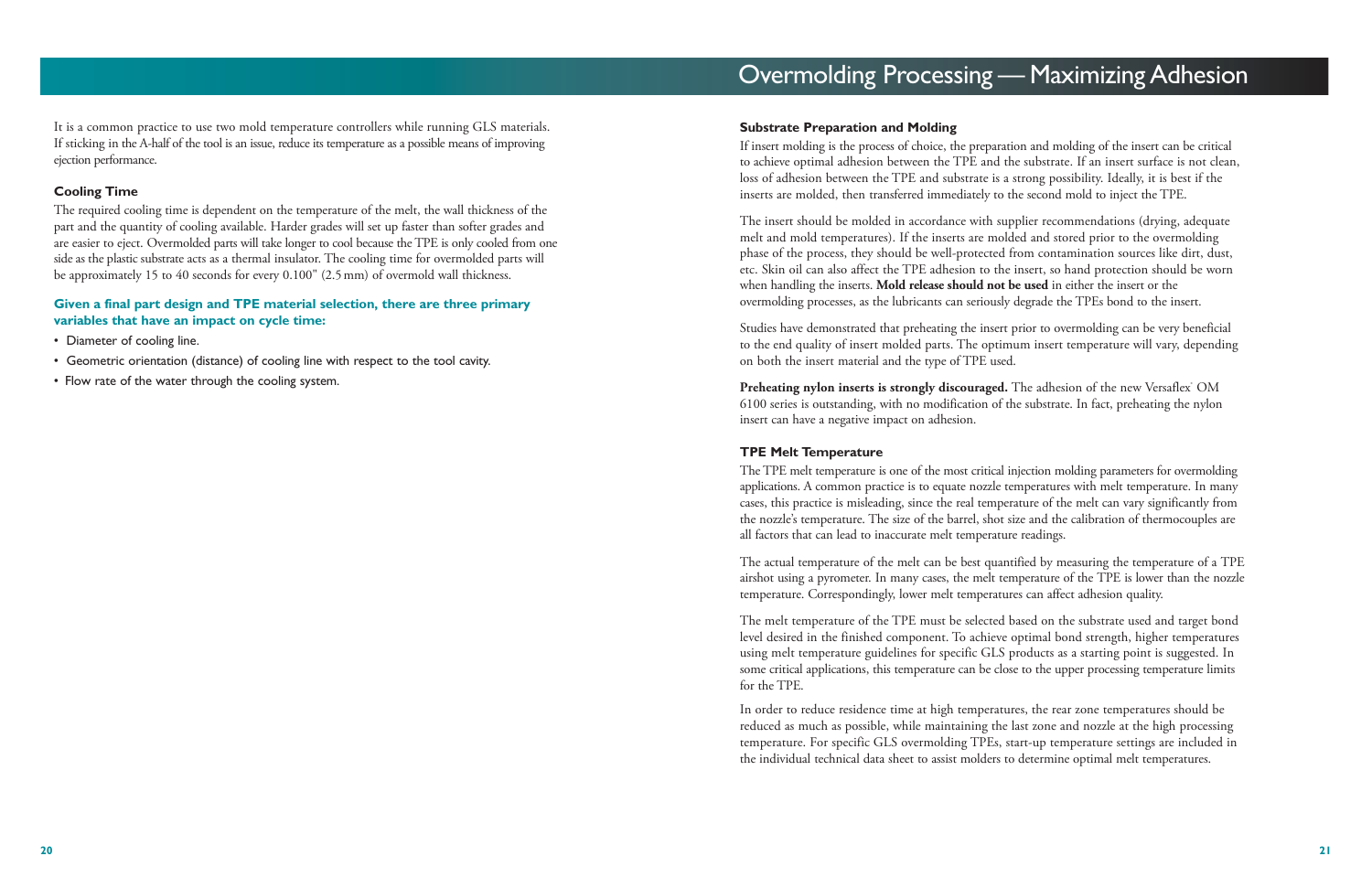It is a common practice to use two mold temperature controllers while running GLS materials. If sticking in the A-half of the tool is an issue, reduce its temperature as a possible means of improving ejection performance.

### Cooling Time

The required cooling time is dependent on the temperature of the melt, the wall thickness of the part and the quantity of cooling available. Harder grades will set up faster than softer grades and are easier to eject. Overmolded parts will take longer to cool because the TPE is only cooled from one side as the plastic substrate acts as a thermal insulator. The cooling time for overmolded parts will be approximately 15 to 40 seconds for every 0.100" (2.5 mm) of overmold wall thickness.

**Given a final part design and TPE material selection, there are three primary variables that have an impact on cycle time:**

- Diameter of cooling line.
- Geometric orientation (distance) of cooling line with respect to the tool cavity.
- Flow rate of the water through the cooling system.

# Overmolding Processing — Maximizing Adhesion

### Substrate Preparation and Molding

If insert molding is the process of choice, the preparation and molding of the insert can be critical to achieve optimal adhesion between the TPE and the substrate. If an insert surface is not clean, loss of adhesion between the TPE and substrate is a strong possibility. Ideally, it is best if the inserts are molded, then transferred immediately to the second mold to inject the TPE.

The insert should be molded in accordance with supplier recommendations (drying, adequate melt and mold temperatures). If the inserts are molded and stored prior to the overmolding phase of the process, they should be well-protected from contamination sources like dirt, dust, etc. Skin oil can also affect the TPE adhesion to the insert, so hand protection should be worn when handling the inserts. **Mold release should not be used** in either the insert or the overmolding processes, as the lubricants can seriously degrade the TPEs bond to the insert.

Studies have demonstrated that preheating the insert prior to overmolding can be very beneficial to the end quality of insert molded parts. The optimum insert temperature will vary, depending on both the insert material and the type of TPE used.

**Preheating nylon inserts is strongly discouraged.** The adhesion of the new Versaflex® OM 6100 series is outstanding, with no modification of the substrate. In fact, preheating the nylon insert can have a negative impact on adhesion.

### TPE Melt Temperature

The TPE melt temperature is one of the most critical injection molding parameters for overmolding applications. A common practice is to equate nozzle temperatures with melt temperature. In many cases, this practice is misleading, since the real temperature of the melt can vary significantly from the nozzle's temperature. The size of the barrel, shot size and the calibration of thermocouples are all factors that can lead to inaccurate melt temperature readings.

The actual temperature of the melt can be best quantified by measuring the temperature of a TPE airshot using a pyrometer. In many cases, the melt temperature of the TPE is lower than the nozzle temperature. Correspondingly, lower melt temperatures can affect adhesion quality.

The melt temperature of the TPE must be selected based on the substrate used and target bond level desired in the finished component. To achieve optimal bond strength, higher temperatures using melt temperature guidelines for specific GLS products as a starting point is suggested. In some critical applications, this temperature can be close to the upper processing temperature limits for the TPE.

In order to reduce residence time at high temperatures, the rear zone temperatures should be reduced as much as possible, while maintaining the last zone and nozzle at the high processing temperature. For specific GLS overmolding TPEs, start-up temperature settings are included in the individual technical data sheet to assist molders to determine optimal melt temperatures.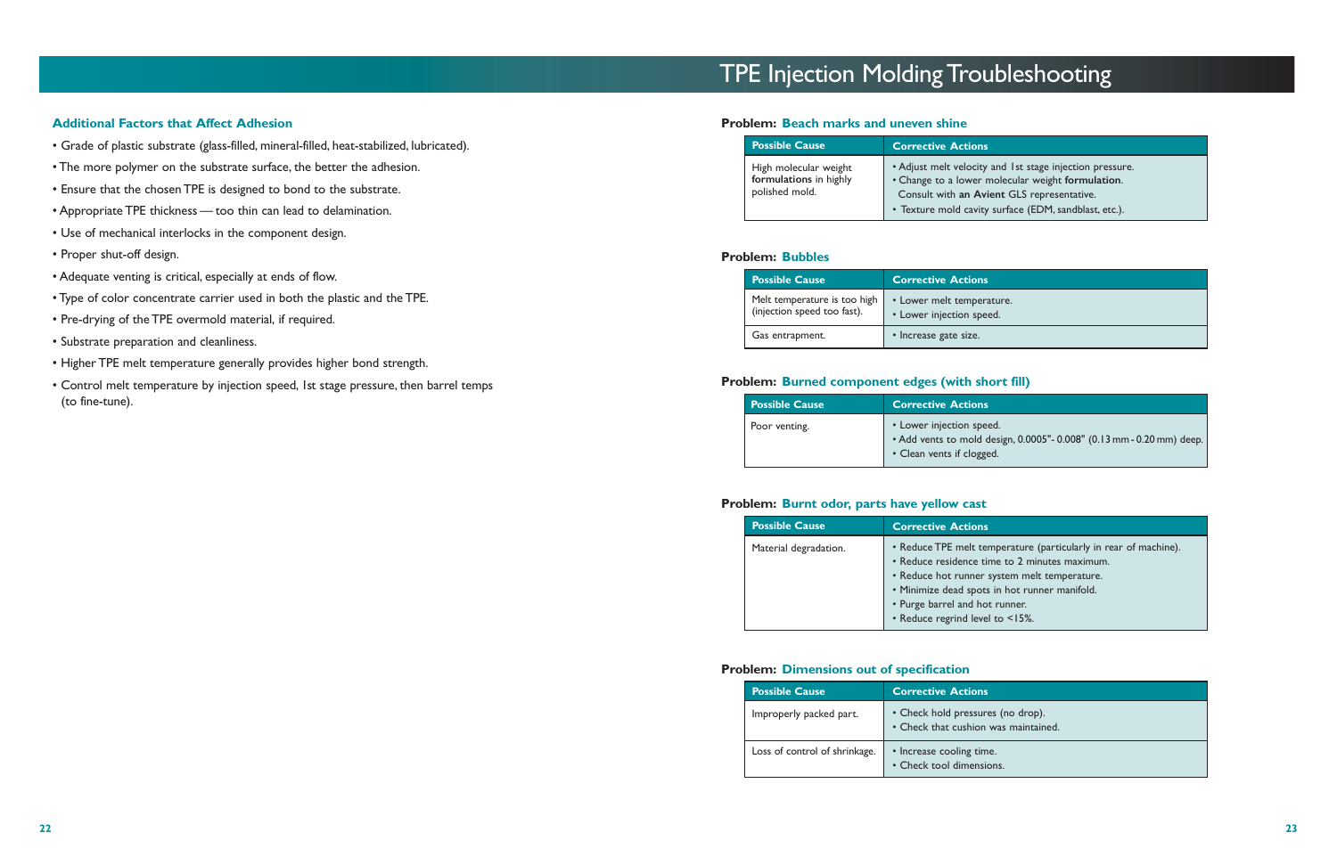# TPE Injection Molding Troubleshooting

### Additional Factors that Affect Adhesion

- Grade of plastic substrate (glass-filled, mineral-filled, heat-stabilized, lubricated).
- The more polymer on the substrate surface, the better the adhesion.
- Ensure that the chosen TPE is designed to bond to the substrate.
- Appropriate TPE thickness — too thin can lead to delamination.
- Use of mechanical interlocks in the component design.
- Proper shut-off design.
- Adequate venting is critical, especially at ends of flow.
- Type of color concentrate carrier used in both the plastic and the TPE.
- Pre-drying of the TPE overmold material, if required.
- Substrate preparation and cleanliness.
- Higher TPE melt temperature generally provides higher bond strength.
- Control melt temperature by injection speed, 1st stage pressure, then barrel temps (to fine-tune).

### Problem: Beach marks and uneven shine

| Possible Cause | Corrective Actions |
| --- | --- |
| High molecular weight **formulations** in highly polished mold. | • Adjust melt velocity and 1st stage injection pressure.<br>• Change to a lower molecular weight **formulation**. Consult with **an Avient** GLS representative.<br>• Texture mold cavity surface (EDM, sandblast, etc.). |

### Problem: Bubbles

| Possible Cause | Corrective Actions |
| --- | --- |
| Melt temperature is too high (injection speed too fast). | • Lower melt temperature.<br>• Lower injection speed. |
| Gas entrapment. | • Increase gate size. |

### Problem: Burned component edges (with short fill)

| Possible Cause | Corrective Actions |
| --- | --- |
| Poor venting. | • Lower injection speed.<br>• Add vents to mold design, 0.0005"- 0.008" (0.13 mm - 0.20 mm) deep.<br>• Clean vents if clogged. |

### Problem: Burnt odor, parts have yellow cast

| Possible Cause | Corrective Actions |
| --- | --- |
| Material degradation. | • Reduce TPE melt temperature (particularly in rear of machine).<br>• Reduce residence time to 2 minutes maximum.<br>• Reduce hot runner system melt temperature.<br>• Minimize dead spots in hot runner manifold.<br>• Purge barrel and hot runner.<br>• Reduce regrind level to <15%. |

### Problem: Dimensions out of specification

| Possible Cause | Corrective Actions |
| --- | --- |
| Improperly packed part. | • Check hold pressures (no drop).<br>• Check that cushion was maintained. |
| Loss of control of shrinkage. | • Increase cooling time.<br>• Check tool dimensions. |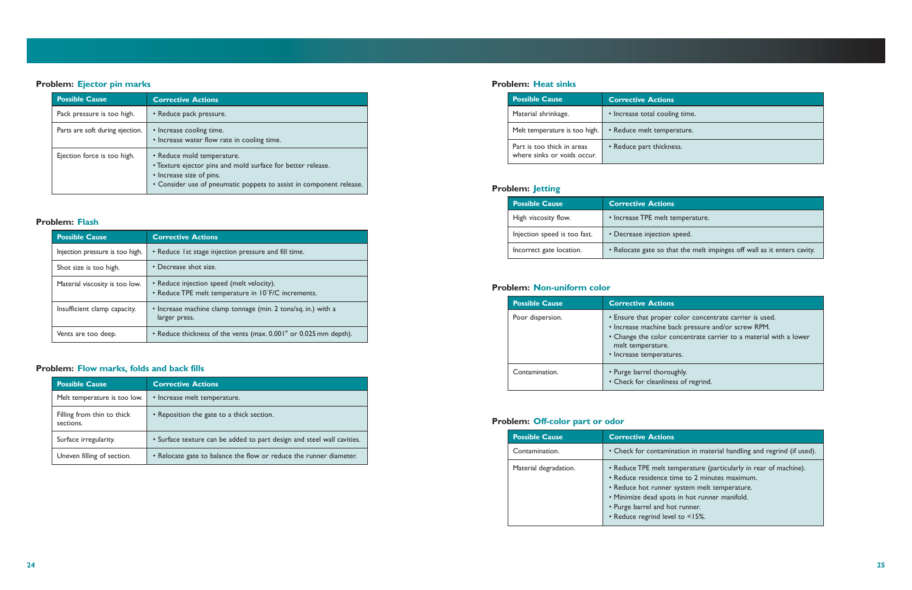### Problem: Ejector pin marks

| Possible Cause | Corrective Actions |
| --- | --- |
| Pack pressure is too high. | • Reduce pack pressure. |
| Parts are soft during ejection. | • Increase cooling time.<br>• Increase water flow rate in cooling time. |
| Ejection force is too high. | • Reduce mold temperature.<br>• Texture ejector pins and mold surface for better release.<br>• Increase size of pins.<br>• Consider use of pneumatic poppets to assist in component release. |

### Problem: Flash

| Possible Cause | Corrective Actions |
| --- | --- |
| Injection pressure is too high. | • Reduce 1st stage injection pressure and fill time. |
| Shot size is too high. | • Decrease shot size. |
| Material viscosity is too low. | • Reduce injection speed (melt velocity).<br>• Reduce TPE melt temperature in 10˚F/C increments. |
| Insufficient clamp capacity. | • Increase machine clamp tonnage (min. 2 tons/sq. in.) with a larger press. |
| Vents are too deep. | • Reduce thickness of the vents (max. 0.001" or 0.025 mm depth). |

### Problem: Flow marks, folds and back fills

| Possible Cause | Corrective Actions |
| --- | --- |
| Melt temperature is too low. | • Increase melt temperature. |
| Filling from thin to thick sections. | • Reposition the gate to a thick section. |
| Surface irregularity. | • Surface texture can be added to part design and steel wall cavities. |
| Uneven filling of section. | • Relocate gate to balance the flow or reduce the runner diameter. |

### Problem: Heat sinks

| Possible Cause | Corrective Actions |
| --- | --- |
| Material shrinkage. | • Increase total cooling time. |
| Melt temperature is too high. | • Reduce melt temperature. |
| Part is too thick in areas where sinks or voids occur. | • Reduce part thickness. |

### Problem: Jetting

| Possible Cause | Corrective Actions |
| --- | --- |
| High viscosity flow. | • Increase TPE melt temperature. |
| Injection speed is too fast. | • Decrease injection speed. |
| Incorrect gate location. | • Relocate gate so that the melt impinges off wall as it enters cavity. |

### Problem: Non-uniform color

| Possible Cause | Corrective Actions |
| --- | --- |
| Poor dispersion. | • Ensure that proper color concentrate carrier is used.<br>• Increase machine back pressure and/or screw RPM.<br>• Change the color concentrate carrier to a material with a lower melt temperature.<br>• Increase temperatures. |
| Contamination. | • Purge barrel thoroughly.<br>• Check for cleanliness of regrind. |

### Problem: Off-color part or odor

| Possible Cause | Corrective Actions |
| --- | --- |
| Contamination. | • Check for contamination in material handling and regrind (if used). |
| Material degradation. | • Reduce TPE melt temperature (particularly in rear of machine).<br>• Reduce residence time to 2 minutes maximum.<br>• Reduce hot runner system melt temperature.<br>• Minimize dead spots in hot runner manifold.<br>• Purge barrel and hot runner.<br>• Reduce regrind level to <15%. |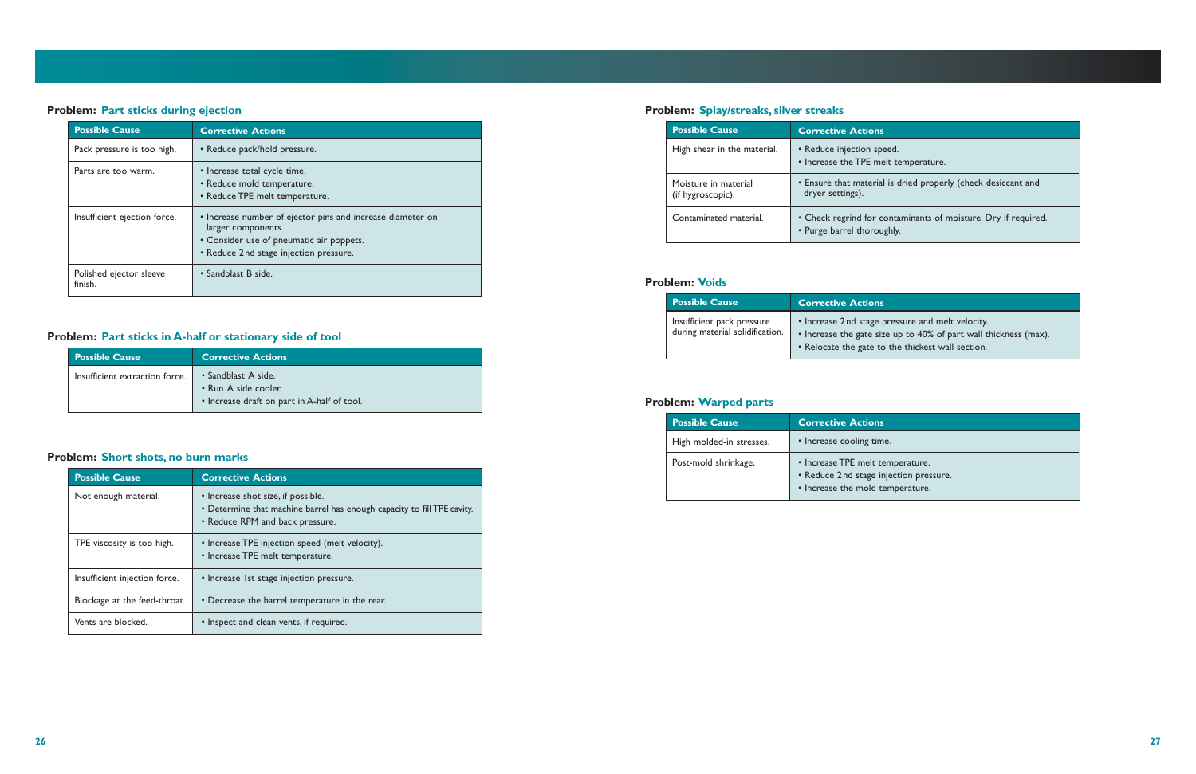### Problem: Part sticks during ejection

| Possible Cause | Corrective Actions |
| --- | --- |
| Pack pressure is too high. | • Reduce pack/hold pressure. |
| Parts are too warm. | • Increase total cycle time.<br>• Reduce mold temperature.<br>• Reduce TPE melt temperature. |
| Insufficient ejection force. | • Increase number of ejector pins and increase diameter on larger components.<br>• Consider use of pneumatic air poppets.<br>• Reduce 2nd stage injection pressure. |
| Polished ejector sleeve finish. | • Sandblast B side. |

### Problem: Part sticks in A-half or stationary side of tool

| Possible Cause | Corrective Actions |
| --- | --- |
| Insufficient extraction force. | • Sandblast A side.<br>• Run A side cooler.<br>• Increase draft on part in A-half of tool. |

### Problem: Short shots, no burn marks

| Possible Cause | Corrective Actions |
| --- | --- |
| Not enough material. | • Increase shot size, if possible.<br>• Determine that machine barrel has enough capacity to fill TPE cavity.<br>• Reduce RPM and back pressure. |
| TPE viscosity is too high. | • Increase TPE injection speed (melt velocity).<br>• Increase TPE melt temperature. |
| Insufficient injection force. | • Increase 1st stage injection pressure. |
| Blockage at the feed-throat. | • Decrease the barrel temperature in the rear. |
| Vents are blocked. | • Inspect and clean vents, if required. |

### Problem: Splay/streaks, silver streaks

| Possible Cause | Corrective Actions |
| --- | --- |
| High shear in the material. | • Reduce injection speed.<br>• Increase the TPE melt temperature. |
| Moisture in material (if hygroscopic). | • Ensure that material is dried properly (check desiccant and dryer settings). |
| Contaminated material. | • Check regrind for contaminants of moisture. Dry if required.<br>• Purge barrel thoroughly. |

### Problem: Voids

| Possible Cause | Corrective Actions |
| --- | --- |
| Insufficient pack pressure during material solidification. | • Increase 2nd stage pressure and melt velocity.<br>• Increase the gate size up to 40% of part wall thickness (max).<br>• Relocate the gate to the thickest wall section. |

### Problem: Warped parts

| Possible Cause | Corrective Actions |
| --- | --- |
| High molded-in stresses. | • Increase cooling time. |
| Post-mold shrinkage. | • Increase TPE melt temperature.<br>• Reduce 2nd stage injection pressure.<br>• Increase the mold temperature. |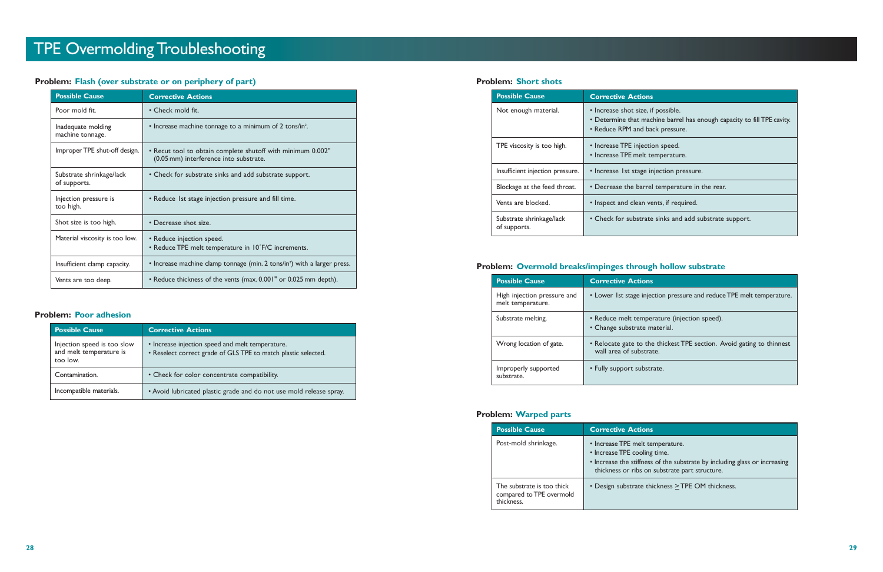# TPE Overmolding Troubleshooting

**Problem: Flash (over substrate or on periphery of part)**

| Possible Cause | Corrective Actions |
|---|---|
| Poor mold fit. | • Check mold fit. |
| Inadequate molding machine tonnage. | • Increase machine tonnage to a minimum of 2 tons/in². |
| Improper TPE shut-off design. | • Recut tool to obtain complete shutoff with minimum 0.002" (0.05 mm) interference into substrate. |
| Substrate shrinkage/lack of supports. | • Check for substrate sinks and add substrate support. |
| Injection pressure is too high. | • Reduce 1st stage injection pressure and fill time. |
| Shot size is too high. | • Decrease shot size. |
| Material viscosity is too low. | • Reduce injection speed.<br>• Reduce TPE melt temperature in 10˚F/C increments. |
| Insufficient clamp capacity. | • Increase machine clamp tonnage (min. 2 tons/in²) with a larger press. |
| Vents are too deep. | • Reduce thickness of the vents (max. 0.001" or 0.025 mm depth). |

**Problem: Poor adhesion**

| Possible Cause | Corrective Actions |
|---|---|
| Injection speed is too slow and melt temperature is too low. | • Increase injection speed and melt temperature.<br>• Reselect correct grade of GLS TPE to match plastic selected. |
| Contamination. | • Check for color concentrate compatibility. |
| Incompatible materials. | • Avoid lubricated plastic grade and do not use mold release spray. |

**Problem: Short shots**

| Possible Cause | Corrective Actions |
|---|---|
| Not enough material. | • Increase shot size, if possible.<br>• Determine that machine barrel has enough capacity to fill TPE cavity.<br>• Reduce RPM and back pressure. |
| TPE viscosity is too high. | • Increase TPE injection speed.<br>• Increase TPE melt temperature. |
| Insufficient injection pressure. | • Increase 1st stage injection pressure. |
| Blockage at the feed throat. | • Decrease the barrel temperature in the rear. |
| Vents are blocked. | • Inspect and clean vents, if required. |
| Substrate shrinkage/lack of supports. | • Check for substrate sinks and add substrate support. |

**Problem: Overmold breaks/impinges through hollow substrate**

| Possible Cause | Corrective Actions |
|---|---|
| High injection pressure and melt temperature. | • Lower 1st stage injection pressure and reduce TPE melt temperature. |
| Substrate melting. | • Reduce melt temperature (injection speed).<br>• Change substrate material. |
| Wrong location of gate. | • Relocate gate to the thickest TPE section. Avoid gating to thinnest wall area of substrate. |
| Improperly supported substrate. | • Fully support substrate. |

**Problem: Warped parts**

| Possible Cause | Corrective Actions |
|---|---|
| Post-mold shrinkage. | • Increase TPE melt temperature.<br>• Increase TPE cooling time.<br>• Increase the stiffness of the substrate by including glass or increasing thickness or ribs on substrate part structure. |
| The substrate is too thick compared to TPE overmold thickness. | • Design substrate thickness $\geq$ TPE OM thickness. |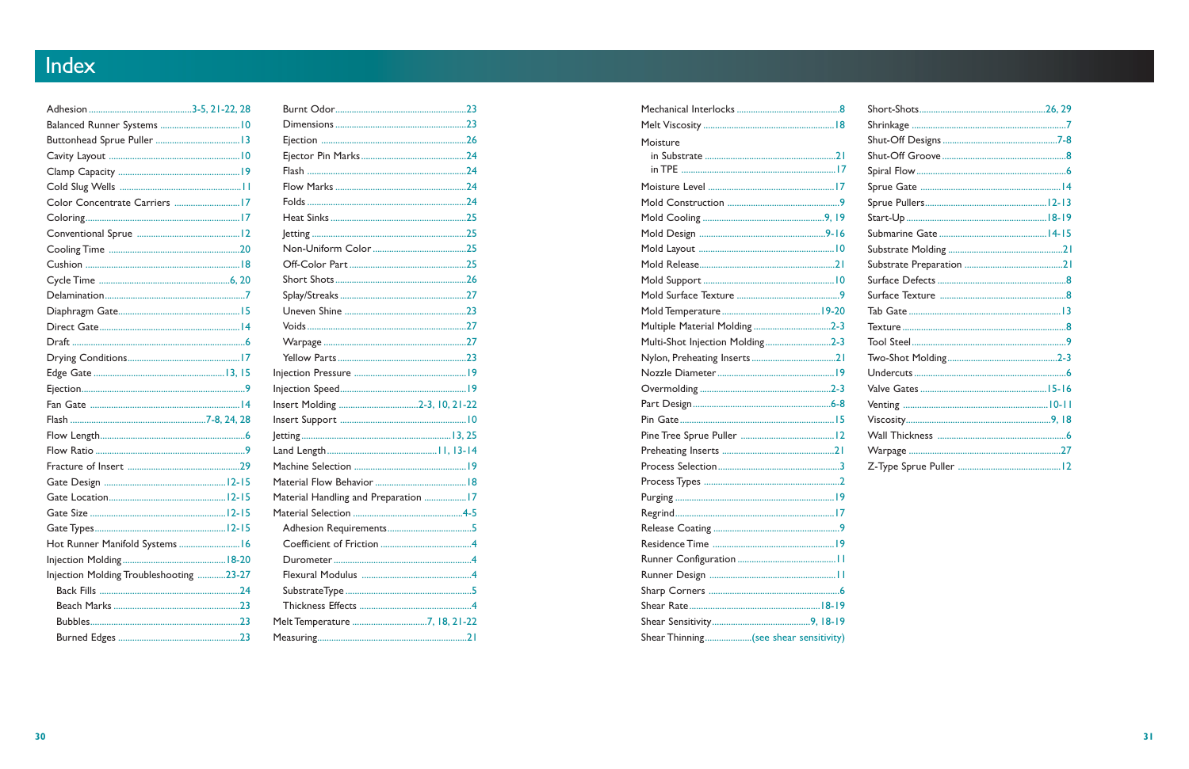# Index

- Adhesion ........ 3-5, 21-22, 28
- Balanced Runner Systems ........ 10
- Buttonhead Sprue Puller ........ 13
- Cavity Layout ........ 10
- Clamp Capacity ........ 19
- Cold Slug Wells ........ 11
- Color Concentrate Carriers ........ 17
- Coloring ........ 17
- Conventional Sprue ........ 12
- Cooling Time ........ 20
- Cushion ........ 18
- Cycle Time ........ 6, 20
- Delamination ........ 7
- Diaphragm Gate ........ 15
- Direct Gate ........ 14
- Draft ........ 6
- Drying Conditions ........ 17
- Edge Gate ........ 13, 15
- Ejection ........ 9
- Fan Gate ........ 14
- Flash ........ 7-8, 24, 28
- Flow Length ........ 6
- Flow Ratio ........ 9
- Fracture of Insert ........ 29
- Gate Design ........ 12-15
- Gate Location ........ 12-15
- Gate Size ........ 12-15
- Gate Types ........ 12-15
- Hot Runner Manifold Systems ........ 16
- Injection Molding ........ 18-20
- Injection Molding Troubleshooting ........ 23-27
  - Back Fills ........ 24
  - Beach Marks ........ 23
  - Bubbles ........ 23
  - Burned Edges ........ 23
  - Burnt Odor ........ 23
  - Dimensions ........ 23
  - Ejection ........ 26
  - Ejector Pin Marks ........ 24
  - Flash ........ 24
  - Flow Marks ........ 24
  - Folds ........ 24
  - Heat Sinks ........ 25
  - Jetting ........ 25
  - Non-Uniform Color ........ 25
  - Off-Color Part ........ 25
  - Short Shots ........ 26
  - Splay/Streaks ........ 27
  - Uneven Shine ........ 23
  - Voids ........ 27
  - Warpage ........ 27
  - Yellow Parts ........ 23
- Injection Pressure ........ 19
- Injection Speed ........ 19
- Insert Molding ........ 2-3, 10, 21-22
- Insert Support ........ 10
- Jetting ........ 13, 25
- Land Length ........ 11, 13-14
- Machine Selection ........ 19
- Material Flow Behavior ........ 18
- Material Handling and Preparation ........ 17
- Material Selection ........ 4-5
  - Adhesion Requirements ........ 5
  - Coefficient of Friction ........ 4
  - Durometer ........ 4
  - Flexural Modulus ........ 4
  - SubstrateType ........ 5
  - Thickness Effects ........ 4
- Melt Temperature ........ 7, 18, 21-22
- Measuring ........ 21
- Mechanical Interlocks ........ 8
- Melt Viscosity ........ 18
- Moisture
  - in Substrate ........ 21
  - in TPE ........ 17
- Moisture Level ........ 17
- Mold Construction ........ 9
- Mold Cooling ........ 9, 19
- Mold Design ........ 9-16
- Mold Layout ........ 10
- Mold Release ........ 21
- Mold Support ........ 10
- Mold Surface Texture ........ 9
- Mold Temperature ........ 19-20
- Multiple Material Molding ........ 2-3
- Multi-Shot Injection Molding ........ 2-3
- Nylon, Preheating Inserts ........ 21
- Nozzle Diameter ........ 19
- Overmolding ........ 2-3
- Part Design ........ 6-8
- Pin Gate ........ 15
- Pine Tree Sprue Puller ........ 12
- Preheating Inserts ........ 21
- Process Selection ........ 3
- Process Types ........ 2
- Purging ........ 19
- Regrind ........ 17
- Release Coating ........ 9
- Residence Time ........ 19
- Runner Configuration ........ 11
- Runner Design ........ 11
- Sharp Corners ........ 6
- Shear Rate ........ 18-19
- Shear Sensitivity ........ 9, 18-19
- Shear Thinning ........ (see shear sensitivity)
- Short-Shots ........ 26, 29
- Shrinkage ........ 7
- Shut-Off Designs ........ 7-8
- Shut-Off Groove ........ 8
- Spiral Flow ........ 6
- Sprue Gate ........ 14
- Sprue Pullers ........ 12-13
- Start-Up ........ 18-19
- Submarine Gate ........ 14-15
- Substrate Molding ........ 21
- Substrate Preparation ........ 21
- Surface Defects ........ 8
- Surface Texture ........ 8
- Tab Gate ........ 13
- Texture ........ 8
- Tool Steel ........ 9
- Two-Shot Molding ........ 2-3
- Undercuts ........ 6
- Valve Gates ........ 15-16
- Venting ........ 10-11
- Viscosity ........ 9, 18
- Wall Thickness ........ 6
- Warpage ........ 27
- Z-Type Sprue Puller ........ 12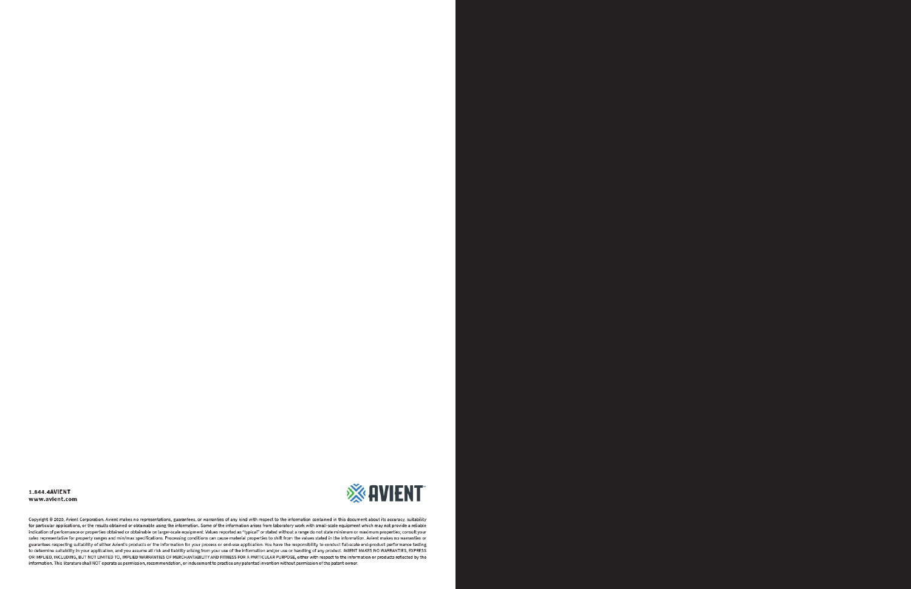1.844.4AVIENT
www.avient.com

AVIENT™

Copyright © 2020, Avient Corporation. Avient makes no representations, guarantees, or warranties of any kind with respect to the information contained in this document about its accuracy, suitability for particular applications, or the results obtained or obtainable using the information. Some of the information arises from laboratory work with small-scale equipment which may not provide a reliable indication of performance or properties obtained or obtainable on larger-scale equipment. Values reported as "typical" or stated without a range do not state minimum or maximum properties; consult your sales representative for property ranges and min/max specifications. Processing conditions can cause material properties to shift from the values stated in the information. Avient makes no warranties or guarantees respecting suitability of either Avient's products or the information for your process or end-use application. You have the responsibility to conduct full-scale end-product performance testing to determine suitability in your application, and you assume all risk and liability arising from your use of the information and/or use or handling of any product. AVIENT MAKES NO WARRANTIES, EXPRESS OR IMPLIED, INCLUDING, BUT NOT LIMITED TO, IMPLIED WARRANTIES OF MERCHANTABILITY AND FITNESS FOR A PARTICULAR PURPOSE, either with respect to the information or products reflected by the information. This literature shall NOT operate as permission, recommendation, or inducement to practice any patented invention without permission of the patent owner.